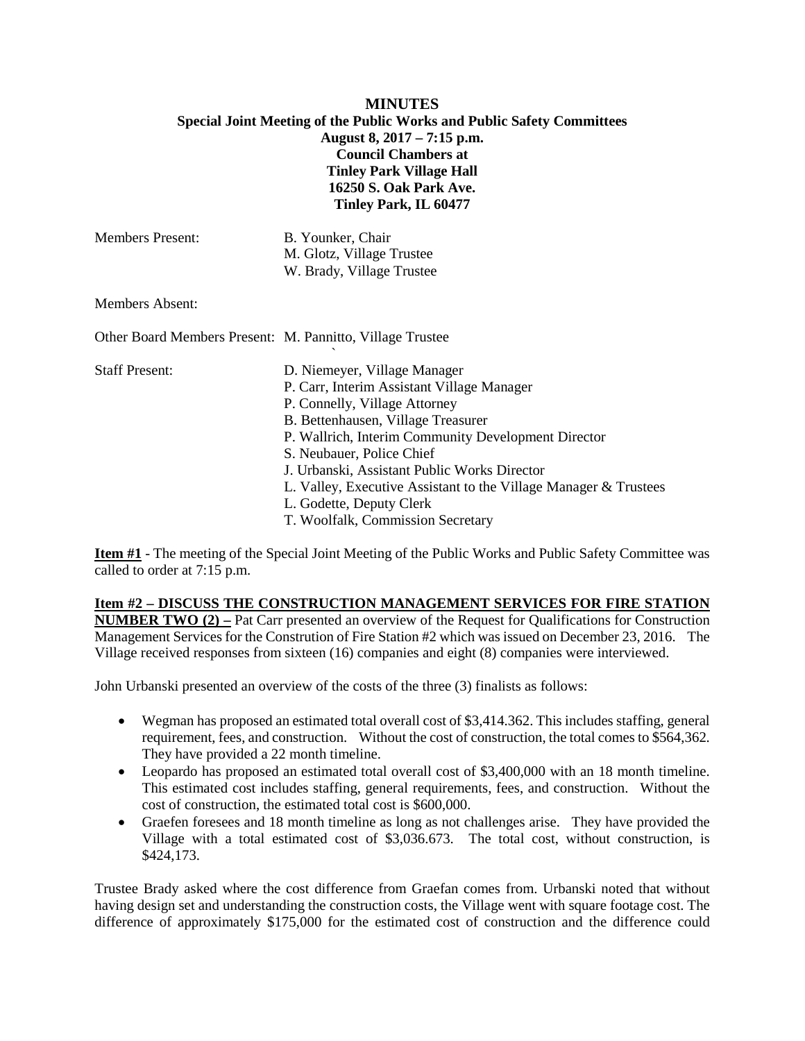# MINUTES

**Special Joint Meeting of the Public Works and Public Safety Committees**
**August 8, 2017 – 7:15 p.m.**
**Council Chambers at**
**Tinley Park Village Hall**
**16250 S. Oak Park Ave.**
**Tinley Park, IL 60477**

Members Present: B. Younker, Chair
M. Glotz, Village Trustee
W. Brady, Village Trustee

Members Absent:

Other Board Members Present: M. Pannitto, Village Trustee

Staff Present: D. Niemeyer, Village Manager
P. Carr, Interim Assistant Village Manager
P. Connelly, Village Attorney
B. Bettenhausen, Village Treasurer
P. Wallrich, Interim Community Development Director
S. Neubauer, Police Chief
J. Urbanski, Assistant Public Works Director
L. Valley, Executive Assistant to the Village Manager & Trustees
L. Godette, Deputy Clerk
T. Woolfalk, Commission Secretary

**Item #1** - The meeting of the Special Joint Meeting of the Public Works and Public Safety Committee was called to order at 7:15 p.m.

**Item #2 – DISCUSS THE CONSTRUCTION MANAGEMENT SERVICES FOR FIRE STATION NUMBER TWO (2) –** Pat Carr presented an overview of the Request for Qualifications for Construction Management Services for the Constrution of Fire Station #2 which was issued on December 23, 2016. The Village received responses from sixteen (16) companies and eight (8) companies were interviewed.

John Urbanski presented an overview of the costs of the three (3) finalists as follows:

- Wegman has proposed an estimated total overall cost of $3,414.362. This includes staffing, general requirement, fees, and construction. Without the cost of construction, the total comes to $564,362. They have provided a 22 month timeline.
- Leopardo has proposed an estimated total overall cost of $3,400,000 with an 18 month timeline. This estimated cost includes staffing, general requirements, fees, and construction. Without the cost of construction, the estimated total cost is $600,000.
- Graefen foresees and 18 month timeline as long as not challenges arise. They have provided the Village with a total estimated cost of $3,036.673. The total cost, without construction, is $424,173.

Trustee Brady asked where the cost difference from Graefan comes from. Urbanski noted that without having design set and understanding the construction costs, the Village went with square footage cost. The difference of approximately $175,000 for the estimated cost of construction and the difference could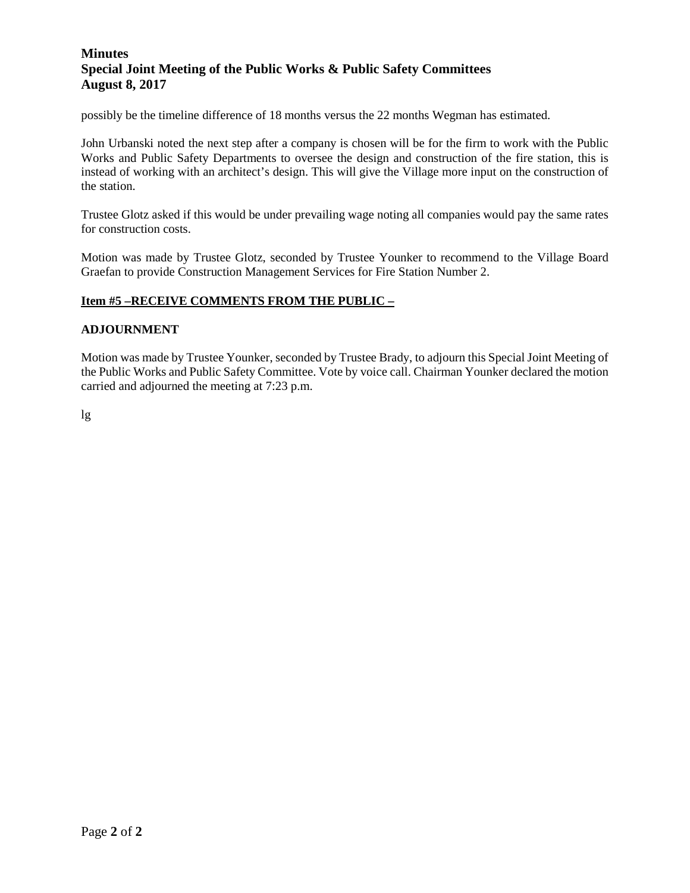possibly be the timeline difference of 18 months versus the 22 months Wegman has estimated.

John Urbanski noted the next step after a company is chosen will be for the firm to work with the Public Works and Public Safety Departments to oversee the design and construction of the fire station, this is instead of working with an architect's design. This will give the Village more input on the construction of the station.

Trustee Glotz asked if this would be under prevailing wage noting all companies would pay the same rates for construction costs.

Motion was made by Trustee Glotz, seconded by Trustee Younker to recommend to the Village Board Graefan to provide Construction Management Services for Fire Station Number 2.

**Item #5 –RECEIVE COMMENTS FROM THE PUBLIC –**

**ADJOURNMENT**

Motion was made by Trustee Younker, seconded by Trustee Brady, to adjourn this Special Joint Meeting of the Public Works and Public Safety Committee. Vote by voice call. Chairman Younker declared the motion carried and adjourned the meeting at 7:23 p.m.

lg